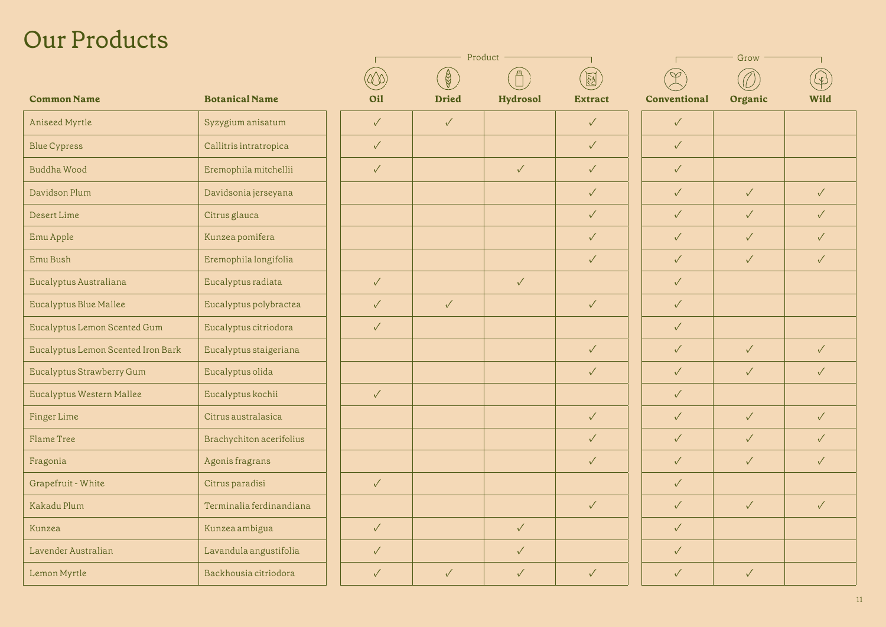# Our Products

| Common Name | Botanical Name | Product | | | | Grow | | |
|---|---|---|---|---|---|---|---|---|
| | | Oil | Dried | Hydrosol | Extract | Conventional | Organic | Wild |
| Aniseed Myrtle | Syzygium anisatum | ✓ | ✓ | | ✓ | ✓ | | |
| Blue Cypress | Callitris intratropica | ✓ | | | ✓ | ✓ | | |
| Buddha Wood | Eremophila mitchellii | ✓ | | ✓ | ✓ | ✓ | | |
| Davidson Plum | Davidsonia jerseyana | | | | ✓ | ✓ | ✓ | ✓ |
| Desert Lime | Citrus glauca | | | | ✓ | ✓ | ✓ | ✓ |
| Emu Apple | Kunzea pomifera | | | | ✓ | ✓ | ✓ | ✓ |
| Emu Bush | Eremophila longifolia | | | | ✓ | ✓ | ✓ | ✓ |
| Eucalyptus Australiana | Eucalyptus radiata | ✓ | | ✓ | | ✓ | | |
| Eucalyptus Blue Mallee | Eucalyptus polybractea | ✓ | ✓ | | ✓ | ✓ | | |
| Eucalyptus Lemon Scented Gum | Eucalyptus citriodora | ✓ | | | | ✓ | | |
| Eucalyptus Lemon Scented Iron Bark | Eucalyptus staigeriana | | | | ✓ | ✓ | ✓ | ✓ |
| Eucalyptus Strawberry Gum | Eucalyptus olida | | | | ✓ | ✓ | ✓ | ✓ |
| Eucalyptus Western Mallee | Eucalyptus kochii | ✓ | | | | ✓ | | |
| Finger Lime | Citrus australasica | | | | ✓ | ✓ | ✓ | ✓ |
| Flame Tree | Brachychiton acerifolius | | | | ✓ | ✓ | ✓ | ✓ |
| Fragonia | Agonis fragrans | | | | ✓ | ✓ | ✓ | ✓ |
| Grapefruit - White | Citrus paradisi | ✓ | | | | ✓ | | |
| Kakadu Plum | Terminalia ferdinandiana | | | | ✓ | ✓ | ✓ | ✓ |
| Kunzea | Kunzea ambigua | ✓ | | ✓ | | ✓ | | |
| Lavender Australian | Lavandula angustifolia | ✓ | | ✓ | | ✓ | | |
| Lemon Myrtle | Backhousia citriodora | ✓ | ✓ | ✓ | ✓ | ✓ | ✓ | |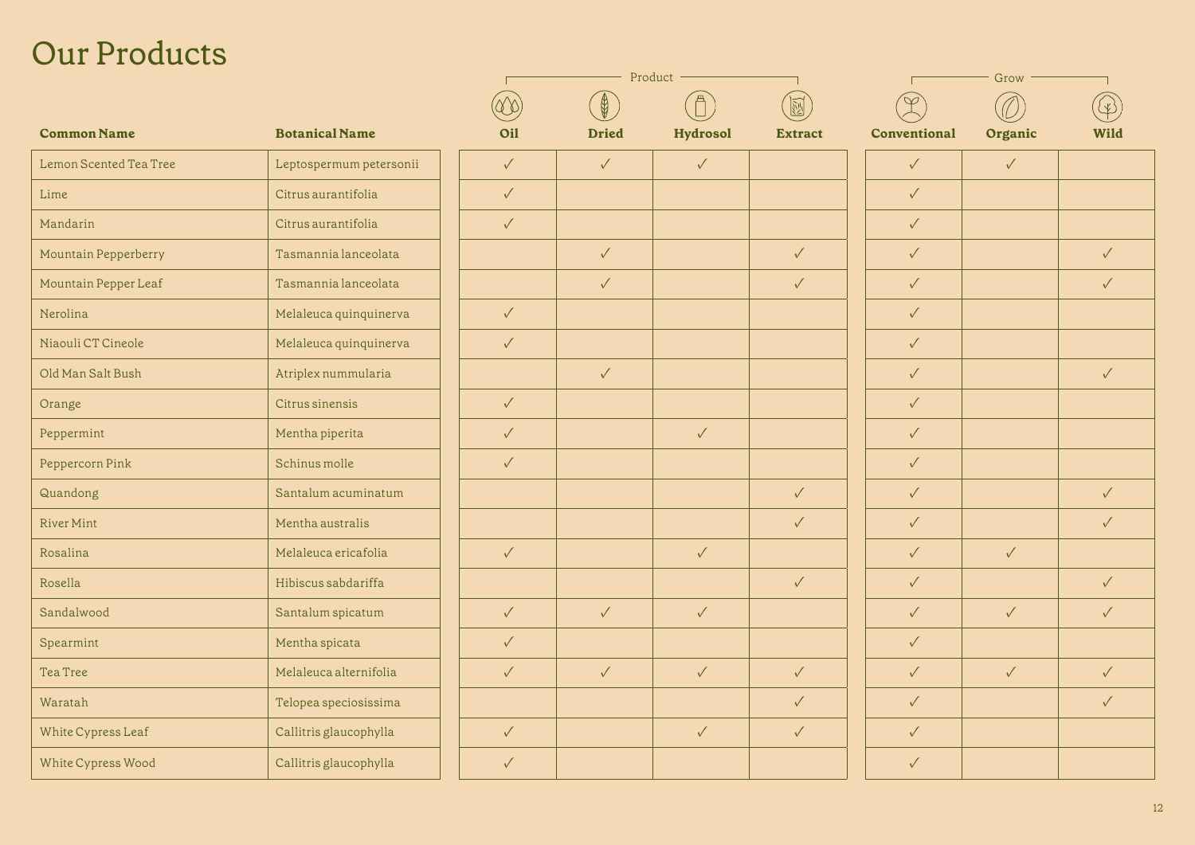# Our Products

| Common Name | Botanical Name | Product | | | | Grow | | |
|---|---|---|---|---|---|---|---|---|
| | | Oil | Dried | Hydrosol | Extract | Conventional | Organic | Wild |
| Lemon Scented Tea Tree | Leptospermum petersonii | ✓ | ✓ | ✓ | | ✓ | ✓ | |
| Lime | Citrus aurantifolia | ✓ | | | | ✓ | | |
| Mandarin | Citrus aurantifolia | ✓ | | | | ✓ | | |
| Mountain Pepperberry | Tasmannia lanceolata | | ✓ | | ✓ | ✓ | | ✓ |
| Mountain Pepper Leaf | Tasmannia lanceolata | | ✓ | | ✓ | ✓ | | ✓ |
| Nerolina | Melaleuca quinquinerva | ✓ | | | | ✓ | | |
| Niaouli CT Cineole | Melaleuca quinquinerva | ✓ | | | | ✓ | | |
| Old Man Salt Bush | Atriplex nummularia | | ✓ | | | ✓ | | ✓ |
| Orange | Citrus sinensis | ✓ | | | | ✓ | | |
| Peppermint | Mentha piperita | ✓ | | ✓ | | ✓ | | |
| Peppercorn Pink | Schinus molle | ✓ | | | | ✓ | | |
| Quandong | Santalum acuminatum | | | | ✓ | ✓ | | ✓ |
| River Mint | Mentha australis | | | | ✓ | ✓ | | ✓ |
| Rosalina | Melaleuca ericafolia | ✓ | | ✓ | | ✓ | ✓ | |
| Rosella | Hibiscus sabdariffa | | | | ✓ | ✓ | | ✓ |
| Sandalwood | Santalum spicatum | ✓ | ✓ | ✓ | | ✓ | ✓ | ✓ |
| Spearmint | Mentha spicata | ✓ | | | | ✓ | | |
| Tea Tree | Melaleuca alternifolia | ✓ | ✓ | ✓ | ✓ | ✓ | ✓ | ✓ |
| Waratah | Telopea speciosissima | | | | ✓ | ✓ | | ✓ |
| White Cypress Leaf | Callitris glaucophylla | ✓ | | ✓ | ✓ | ✓ | | |
| White Cypress Wood | Callitris glaucophylla | ✓ | | | | ✓ | | |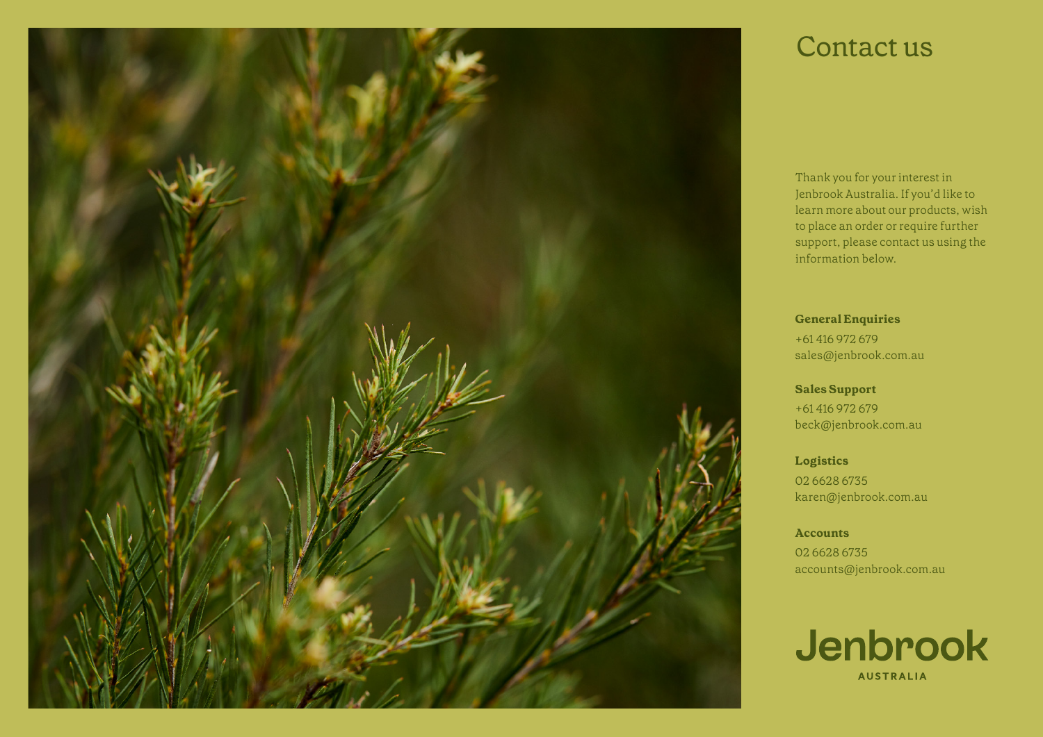# Contact us

Thank you for your interest in Jenbrook Australia. If you'd like to learn more about our products, wish to place an order or require further support, please contact us using the information below.

**General Enquiries**
+61 416 972 679
sales@jenbrook.com.au

**Sales Support**
+61 416 972 679
beck@jenbrook.com.au

**Logistics**
02 6628 6735
karen@jenbrook.com.au

**Accounts**
02 6628 6735
accounts@jenbrook.com.au

Jenbrook
AUSTRALIA